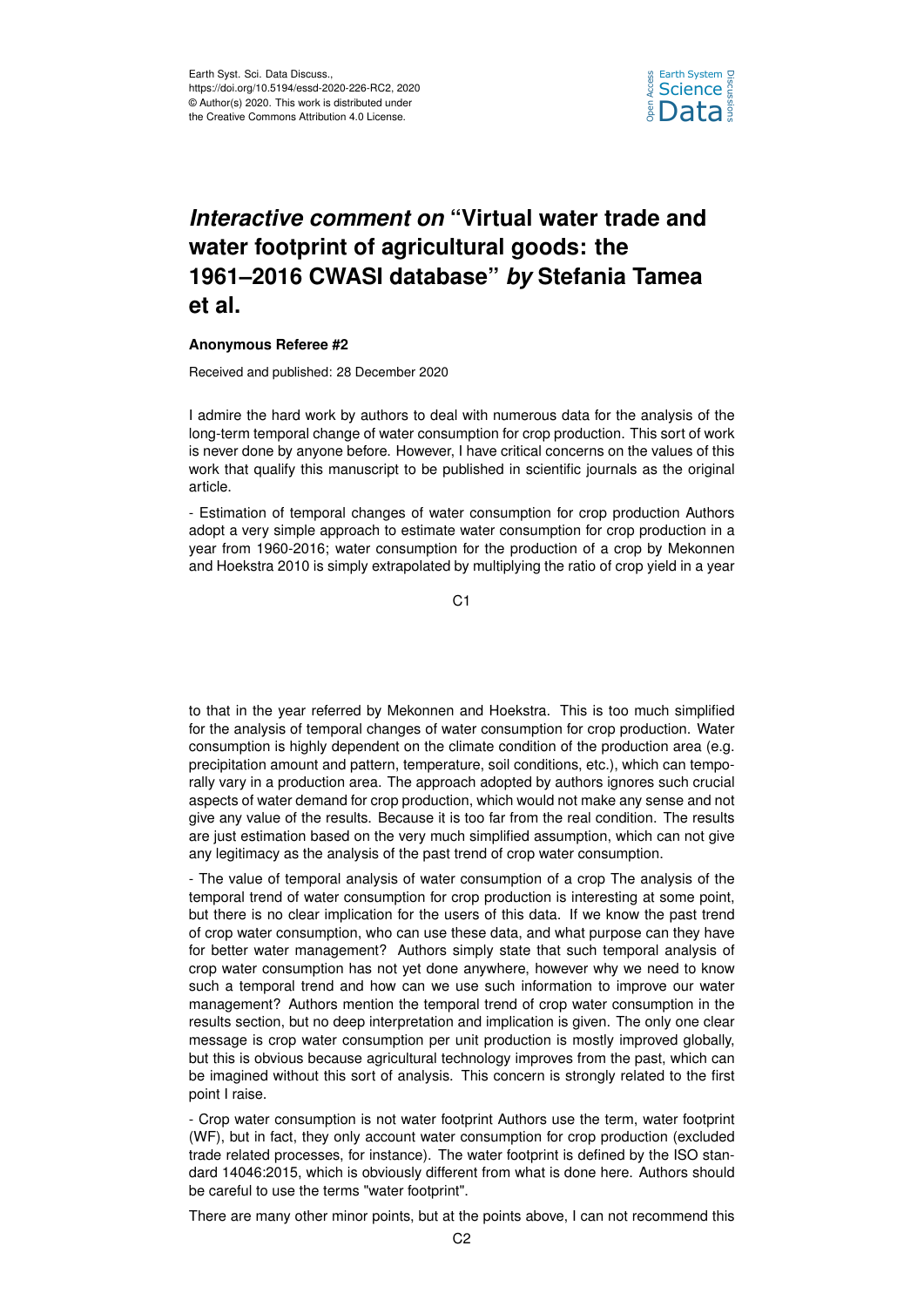Earth Syst. Sci. Data Discuss.,
https://doi.org/10.5194/essd-2020-226-RC2, 2020
© Author(s) 2020. This work is distributed under
the Creative Commons Attribution 4.0 License.

# *Interactive comment on* "Virtual water trade and water footprint of agricultural goods: the 1961–2016 CWASI database" *by* Stefania Tamea et al.

**Anonymous Referee #2**

Received and published: 28 December 2020

I admire the hard work by authors to deal with numerous data for the analysis of the long-term temporal change of water consumption for crop production. This sort of work is never done by anyone before. However, I have critical concerns on the values of this work that qualify this manuscript to be published in scientific journals as the original article.

- Estimation of temporal changes of water consumption for crop production Authors adopt a very simple approach to estimate water consumption for crop production in a year from 1960-2016; water consumption for the production of a crop by Mekonnen and Hoekstra 2010 is simply extrapolated by multiplying the ratio of crop yield in a year to that in the year referred by Mekonnen and Hoekstra. This is too much simplified for the analysis of temporal changes of water consumption for crop production. Water consumption is highly dependent on the climate condition of the production area (e.g. precipitation amount and pattern, temperature, soil conditions, etc.), which can temporally vary in a production area. The approach adopted by authors ignores such crucial aspects of water demand for crop production, which would not make any sense and not give any value of the results. Because it is too far from the real condition. The results are just estimation based on the very much simplified assumption, which can not give any legitimacy as the analysis of the past trend of crop water consumption.

- The value of temporal analysis of water consumption of a crop The analysis of the temporal trend of water consumption for crop production is interesting at some point, but there is no clear implication for the users of this data. If we know the past trend of crop water consumption, who can use these data, and what purpose can they have for better water management? Authors simply state that such temporal analysis of crop water consumption has not yet done anywhere, however why we need to know such a temporal trend and how can we use such information to improve our water management? Authors mention the temporal trend of crop water consumption in the results section, but no deep interpretation and implication is given. The only one clear message is crop water consumption per unit production is mostly improved globally, but this is obvious because agricultural technology improves from the past, which can be imagined without this sort of analysis. This concern is strongly related to the first point I raise.

- Crop water consumption is not water footprint Authors use the term, water footprint (WF), but in fact, they only account water consumption for crop production (excluded trade related processes, for instance). The water footprint is defined by the ISO standard 14046:2015, which is obviously different from what is done here. Authors should be careful to use the terms "water footprint".

There are many other minor points, but at the points above, I can not recommend this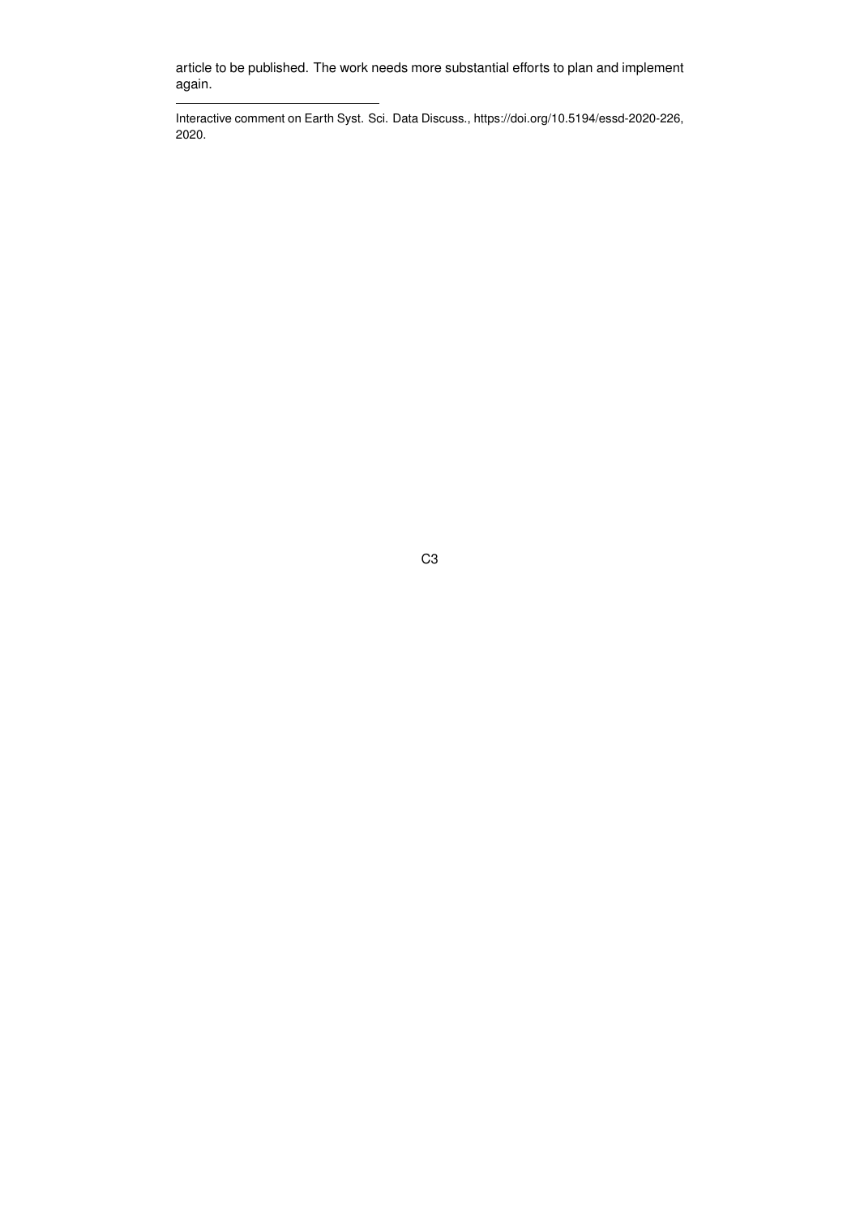article to be published. The work needs more substantial efforts to plan and implement again.

---

Interactive comment on Earth Syst. Sci. Data Discuss., https://doi.org/10.5194/essd-2020-226, 2020.